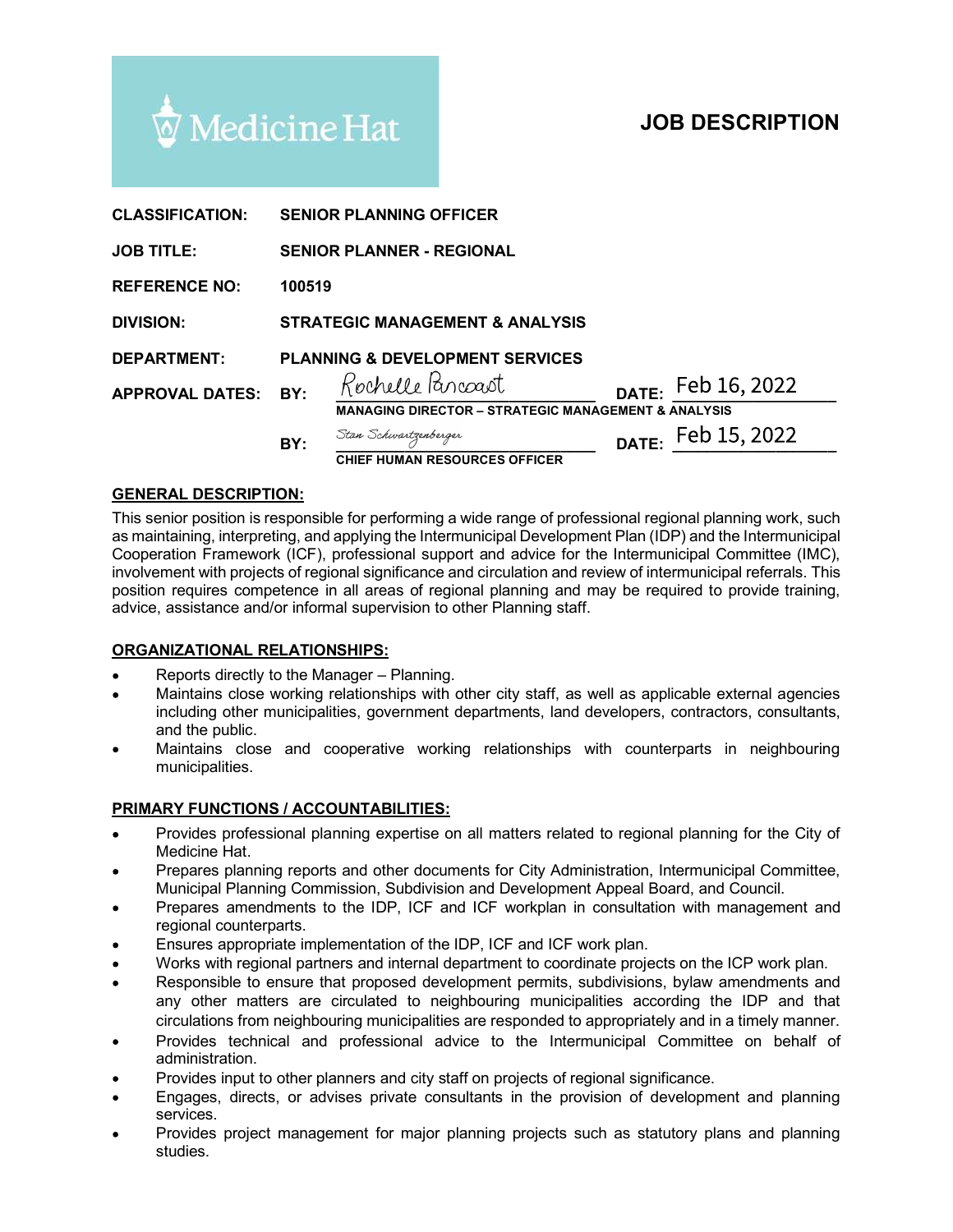Medicine Hat

# JOB DESCRIPTION

**CLASSIFICATION:** SENIOR PLANNING OFFICER

**JOB TITLE:** SENIOR PLANNER - REGIONAL

**REFERENCE NO:** 100519

**DIVISION:** STRATEGIC MANAGEMENT & ANALYSIS

**DEPARTMENT:** PLANNING & DEVELOPMENT SERVICES

**APPROVAL DATES:**

BY: Rochelle Pancoast — DATE: Feb 16, 2022
**MANAGING DIRECTOR – STRATEGIC MANAGEMENT & ANALYSIS**

BY: Stan Schwartzenberger — DATE: Feb 15, 2022
**CHIEF HUMAN RESOURCES OFFICER**

## GENERAL DESCRIPTION:

This senior position is responsible for performing a wide range of professional regional planning work, such as maintaining, interpreting, and applying the Intermunicipal Development Plan (IDP) and the Intermunicipal Cooperation Framework (ICF), professional support and advice for the Intermunicipal Committee (IMC), involvement with projects of regional significance and circulation and review of intermunicipal referrals. This position requires competence in all areas of regional planning and may be required to provide training, advice, assistance and/or informal supervision to other Planning staff.

## ORGANIZATIONAL RELATIONSHIPS:

- Reports directly to the Manager – Planning.
- Maintains close working relationships with other city staff, as well as applicable external agencies including other municipalities, government departments, land developers, contractors, consultants, and the public.
- Maintains close and cooperative working relationships with counterparts in neighbouring municipalities.

## PRIMARY FUNCTIONS / ACCOUNTABILITIES:

- Provides professional planning expertise on all matters related to regional planning for the City of Medicine Hat.
- Prepares planning reports and other documents for City Administration, Intermunicipal Committee, Municipal Planning Commission, Subdivision and Development Appeal Board, and Council.
- Prepares amendments to the IDP, ICF and ICF workplan in consultation with management and regional counterparts.
- Ensures appropriate implementation of the IDP, ICF and ICF work plan.
- Works with regional partners and internal department to coordinate projects on the ICP work plan.
- Responsible to ensure that proposed development permits, subdivisions, bylaw amendments and any other matters are circulated to neighbouring municipalities according the IDP and that circulations from neighbouring municipalities are responded to appropriately and in a timely manner.
- Provides technical and professional advice to the Intermunicipal Committee on behalf of administration.
- Provides input to other planners and city staff on projects of regional significance.
- Engages, directs, or advises private consultants in the provision of development and planning services.
- Provides project management for major planning projects such as statutory plans and planning studies.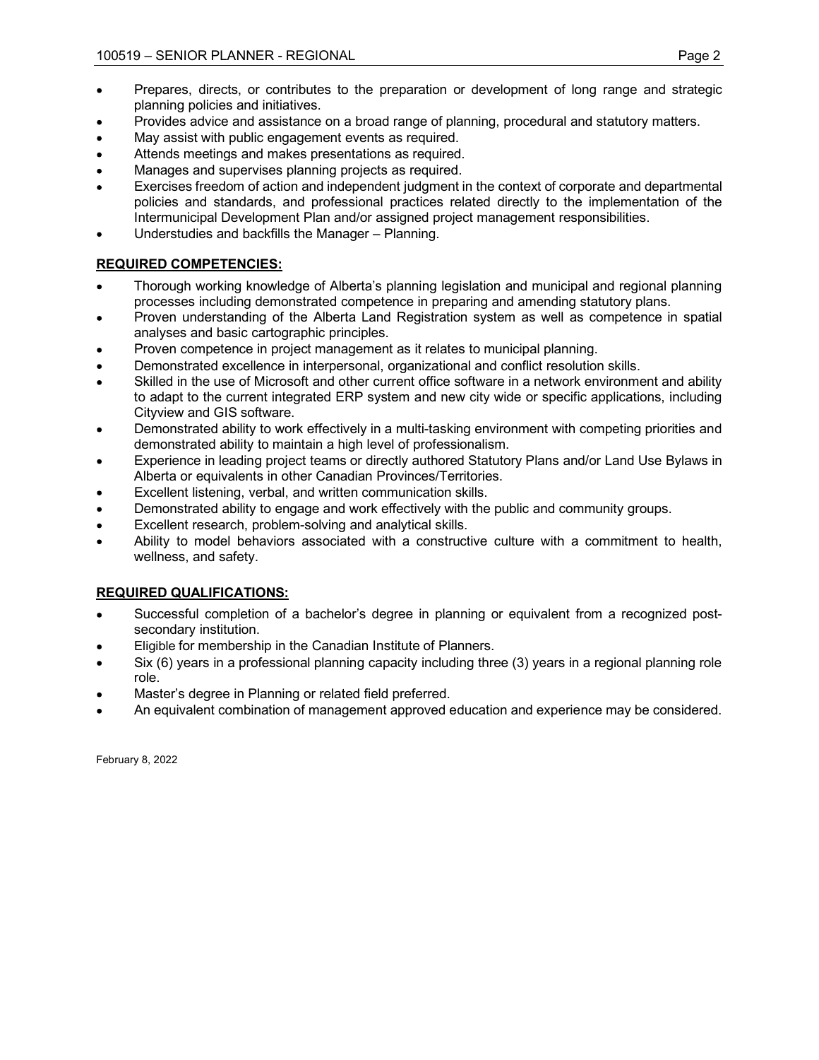- Prepares, directs, or contributes to the preparation or development of long range and strategic planning policies and initiatives.
- Provides advice and assistance on a broad range of planning, procedural and statutory matters.
- May assist with public engagement events as required.
- Attends meetings and makes presentations as required.
- Manages and supervises planning projects as required.
- Exercises freedom of action and independent judgment in the context of corporate and departmental policies and standards, and professional practices related directly to the implementation of the Intermunicipal Development Plan and/or assigned project management responsibilities.
- Understudies and backfills the Manager – Planning.

**REQUIRED COMPETENCIES:**

- Thorough working knowledge of Alberta's planning legislation and municipal and regional planning processes including demonstrated competence in preparing and amending statutory plans.
- Proven understanding of the Alberta Land Registration system as well as competence in spatial analyses and basic cartographic principles.
- Proven competence in project management as it relates to municipal planning.
- Demonstrated excellence in interpersonal, organizational and conflict resolution skills.
- Skilled in the use of Microsoft and other current office software in a network environment and ability to adapt to the current integrated ERP system and new city wide or specific applications, including Cityview and GIS software.
- Demonstrated ability to work effectively in a multi-tasking environment with competing priorities and demonstrated ability to maintain a high level of professionalism.
- Experience in leading project teams or directly authored Statutory Plans and/or Land Use Bylaws in Alberta or equivalents in other Canadian Provinces/Territories.
- Excellent listening, verbal, and written communication skills.
- Demonstrated ability to engage and work effectively with the public and community groups.
- Excellent research, problem-solving and analytical skills.
- Ability to model behaviors associated with a constructive culture with a commitment to health, wellness, and safety.

**REQUIRED QUALIFICATIONS:**

- Successful completion of a bachelor's degree in planning or equivalent from a recognized post-secondary institution.
- Eligible for membership in the Canadian Institute of Planners.
- Six (6) years in a professional planning capacity including three (3) years in a regional planning role role.
- Master's degree in Planning or related field preferred.
- An equivalent combination of management approved education and experience may be considered.

February 8, 2022